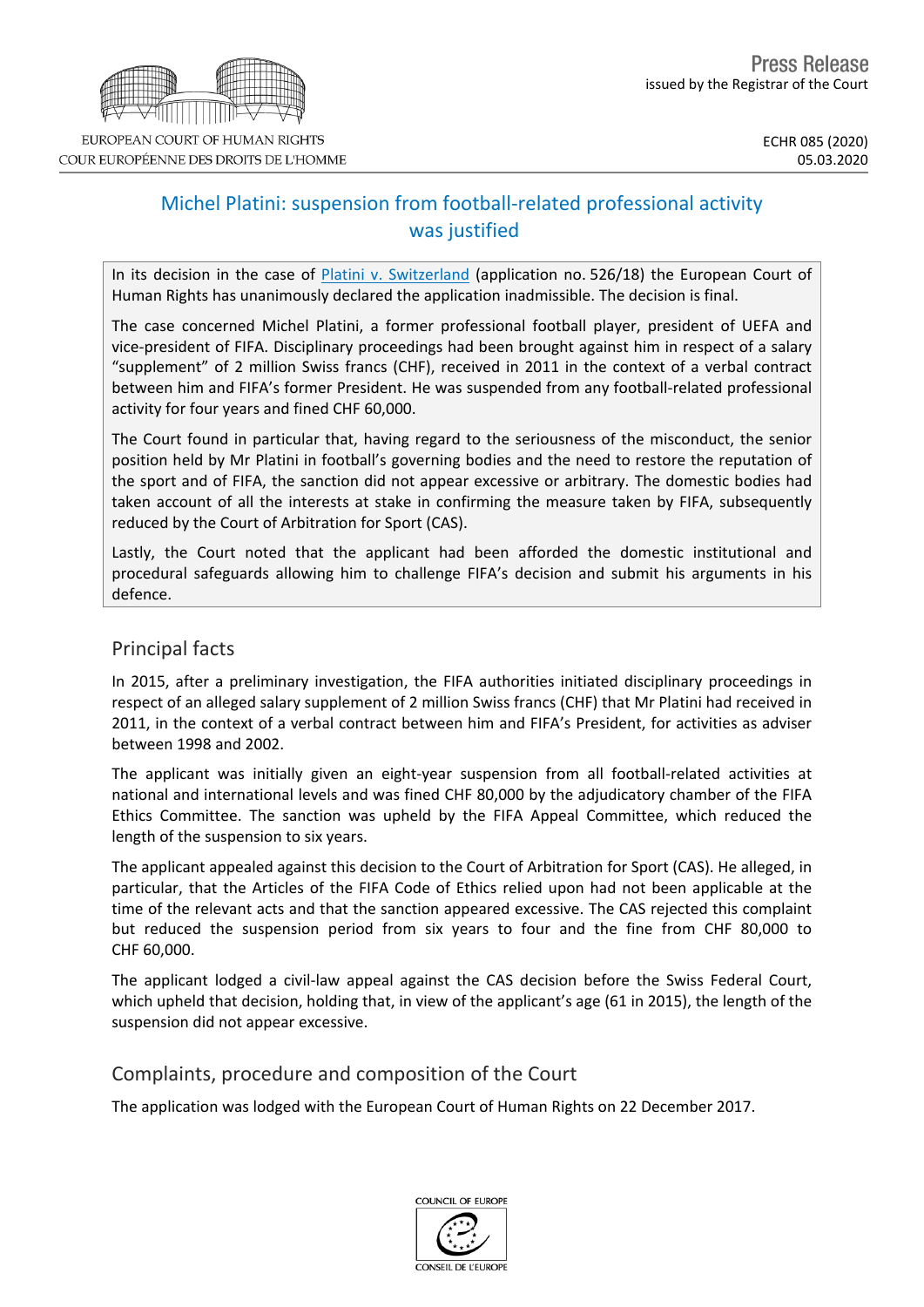EUROPEAN COURT OF HUMAN RIGHTS
COUR EUROPÉENNE DES DROITS DE L'HOMME

Press Release
issued by the Registrar of the Court

ECHR 085 (2020)
05.03.2020

# Michel Platini: suspension from football-related professional activity was justified

In its decision in the case of Platini v. Switzerland (application no. 526/18) the European Court of Human Rights has unanimously declared the application inadmissible. The decision is final.

The case concerned Michel Platini, a former professional football player, president of UEFA and vice-president of FIFA. Disciplinary proceedings had been brought against him in respect of a salary "supplement" of 2 million Swiss francs (CHF), received in 2011 in the context of a verbal contract between him and FIFA's former President. He was suspended from any football-related professional activity for four years and fined CHF 60,000.

The Court found in particular that, having regard to the seriousness of the misconduct, the senior position held by Mr Platini in football's governing bodies and the need to restore the reputation of the sport and of FIFA, the sanction did not appear excessive or arbitrary. The domestic bodies had taken account of all the interests at stake in confirming the measure taken by FIFA, subsequently reduced by the Court of Arbitration for Sport (CAS).

Lastly, the Court noted that the applicant had been afforded the domestic institutional and procedural safeguards allowing him to challenge FIFA's decision and submit his arguments in his defence.

## Principal facts

In 2015, after a preliminary investigation, the FIFA authorities initiated disciplinary proceedings in respect of an alleged salary supplement of 2 million Swiss francs (CHF) that Mr Platini had received in 2011, in the context of a verbal contract between him and FIFA's President, for activities as adviser between 1998 and 2002.

The applicant was initially given an eight-year suspension from all football-related activities at national and international levels and was fined CHF 80,000 by the adjudicatory chamber of the FIFA Ethics Committee. The sanction was upheld by the FIFA Appeal Committee, which reduced the length of the suspension to six years.

The applicant appealed against this decision to the Court of Arbitration for Sport (CAS). He alleged, in particular, that the Articles of the FIFA Code of Ethics relied upon had not been applicable at the time of the relevant acts and that the sanction appeared excessive. The CAS rejected this complaint but reduced the suspension period from six years to four and the fine from CHF 80,000 to CHF 60,000.

The applicant lodged a civil-law appeal against the CAS decision before the Swiss Federal Court, which upheld that decision, holding that, in view of the applicant's age (61 in 2015), the length of the suspension did not appear excessive.

## Complaints, procedure and composition of the Court

The application was lodged with the European Court of Human Rights on 22 December 2017.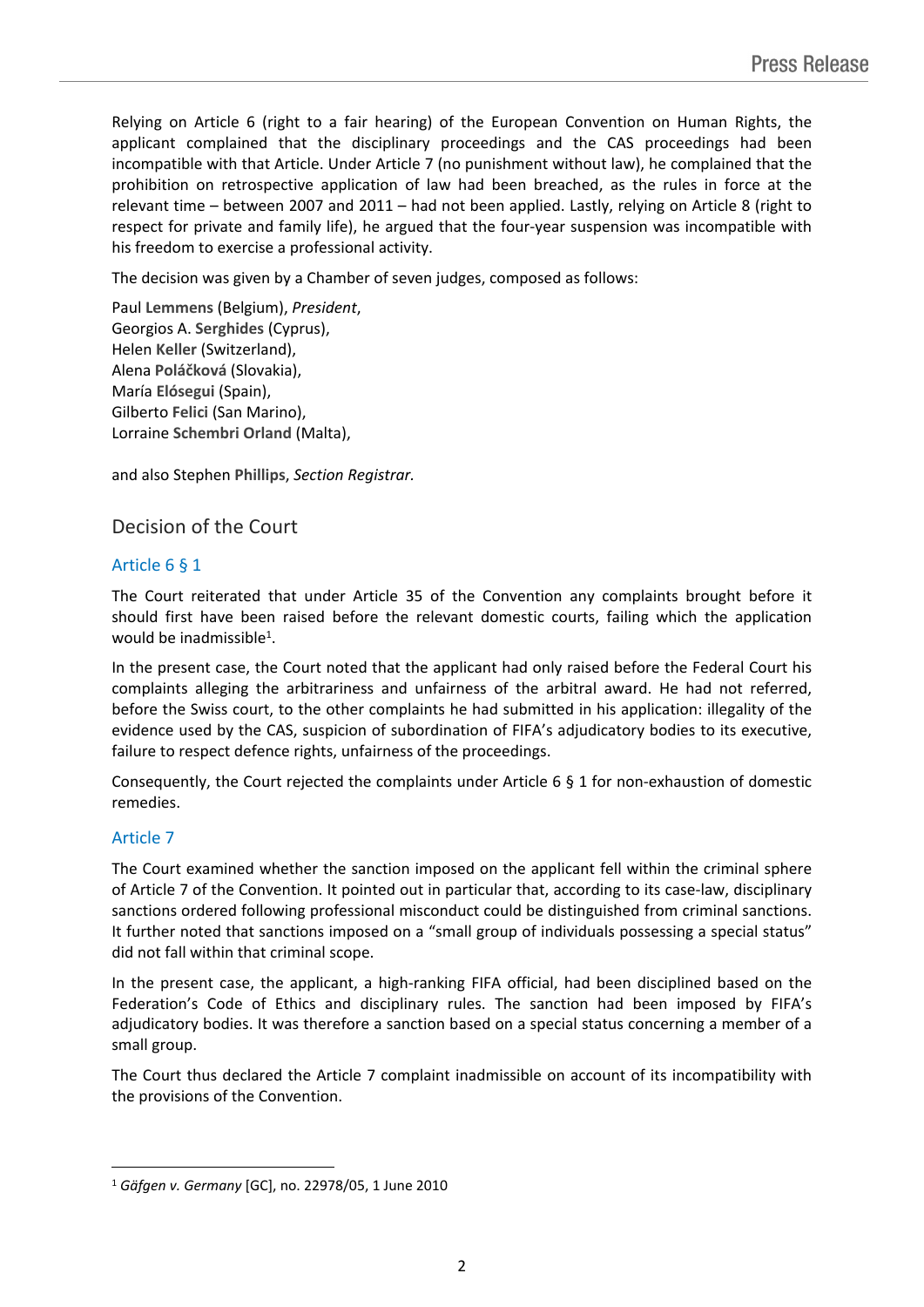Relying on Article 6 (right to a fair hearing) of the European Convention on Human Rights, the applicant complained that the disciplinary proceedings and the CAS proceedings had been incompatible with that Article. Under Article 7 (no punishment without law), he complained that the prohibition on retrospective application of law had been breached, as the rules in force at the relevant time – between 2007 and 2011 – had not been applied. Lastly, relying on Article 8 (right to respect for private and family life), he argued that the four-year suspension was incompatible with his freedom to exercise a professional activity.

The decision was given by a Chamber of seven judges, composed as follows:

Paul **Lemmens** (Belgium), *President*,
Georgios A. **Serghides** (Cyprus),
Helen **Keller** (Switzerland),
Alena **Poláčková** (Slovakia),
María **Elósegui** (Spain),
Gilberto **Felici** (San Marino),
Lorraine **Schembri Orland** (Malta),

and also Stephen **Phillips**, *Section Registrar.*

## Decision of the Court

### Article 6 § 1

The Court reiterated that under Article 35 of the Convention any complaints brought before it should first have been raised before the relevant domestic courts, failing which the application would be inadmissible[1].

In the present case, the Court noted that the applicant had only raised before the Federal Court his complaints alleging the arbitrariness and unfairness of the arbitral award. He had not referred, before the Swiss court, to the other complaints he had submitted in his application: illegality of the evidence used by the CAS, suspicion of subordination of FIFA's adjudicatory bodies to its executive, failure to respect defence rights, unfairness of the proceedings.

Consequently, the Court rejected the complaints under Article 6 § 1 for non-exhaustion of domestic remedies.

### Article 7

The Court examined whether the sanction imposed on the applicant fell within the criminal sphere of Article 7 of the Convention. It pointed out in particular that, according to its case-law, disciplinary sanctions ordered following professional misconduct could be distinguished from criminal sanctions. It further noted that sanctions imposed on a "small group of individuals possessing a special status" did not fall within that criminal scope.

In the present case, the applicant, a high-ranking FIFA official, had been disciplined based on the Federation's Code of Ethics and disciplinary rules. The sanction had been imposed by FIFA's adjudicatory bodies. It was therefore a sanction based on a special status concerning a member of a small group.

The Court thus declared the Article 7 complaint inadmissible on account of its incompatibility with the provisions of the Convention.

---

[1] *Gäfgen v. Germany* [GC], no. 22978/05, 1 June 2010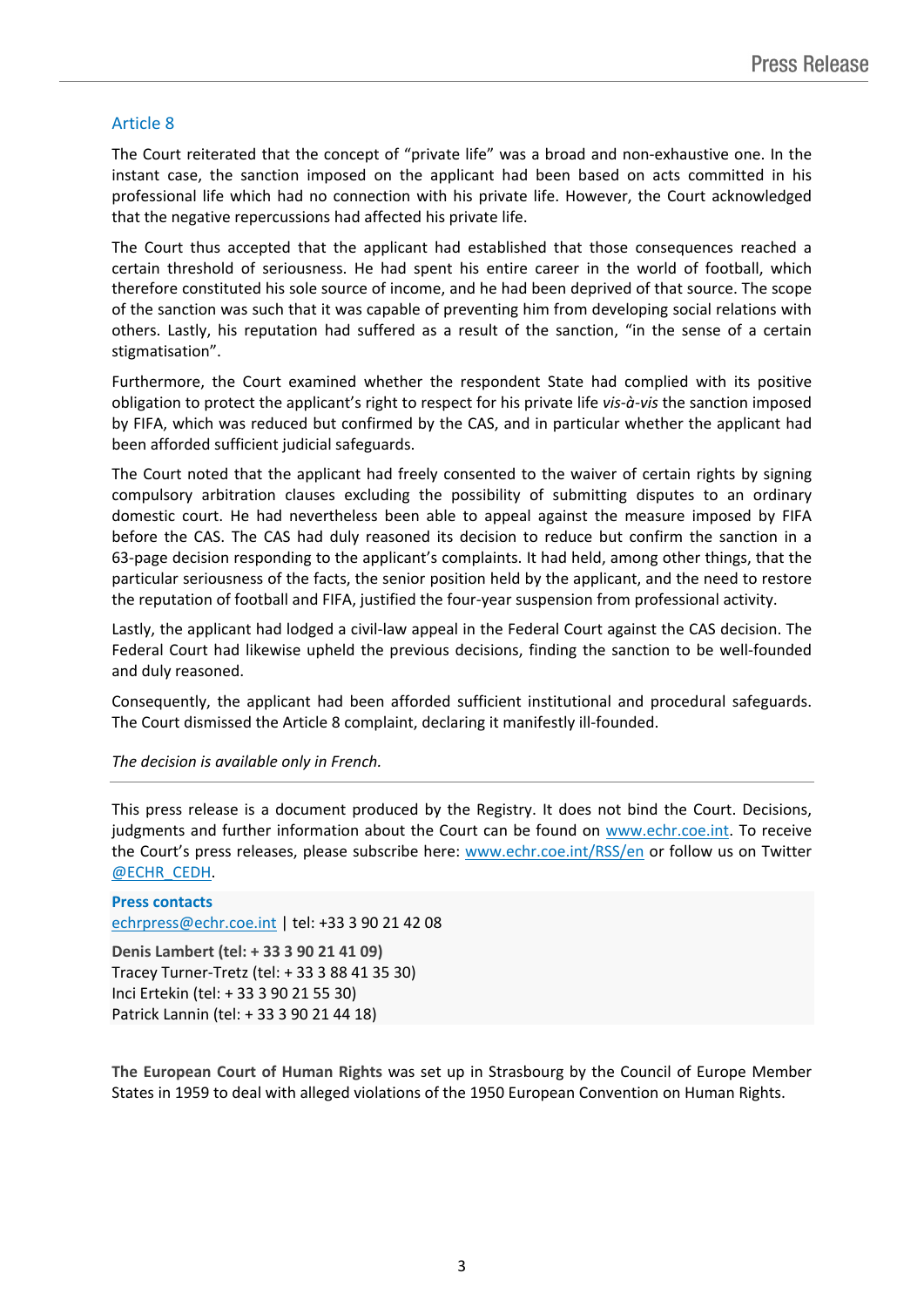## Article 8

The Court reiterated that the concept of "private life" was a broad and non-exhaustive one. In the instant case, the sanction imposed on the applicant had been based on acts committed in his professional life which had no connection with his private life. However, the Court acknowledged that the negative repercussions had affected his private life.

The Court thus accepted that the applicant had established that those consequences reached a certain threshold of seriousness. He had spent his entire career in the world of football, which therefore constituted his sole source of income, and he had been deprived of that source. The scope of the sanction was such that it was capable of preventing him from developing social relations with others. Lastly, his reputation had suffered as a result of the sanction, "in the sense of a certain stigmatisation".

Furthermore, the Court examined whether the respondent State had complied with its positive obligation to protect the applicant's right to respect for his private life *vis-à-vis* the sanction imposed by FIFA, which was reduced but confirmed by the CAS, and in particular whether the applicant had been afforded sufficient judicial safeguards.

The Court noted that the applicant had freely consented to the waiver of certain rights by signing compulsory arbitration clauses excluding the possibility of submitting disputes to an ordinary domestic court. He had nevertheless been able to appeal against the measure imposed by FIFA before the CAS. The CAS had duly reasoned its decision to reduce but confirm the sanction in a 63-page decision responding to the applicant's complaints. It had held, among other things, that the particular seriousness of the facts, the senior position held by the applicant, and the need to restore the reputation of football and FIFA, justified the four-year suspension from professional activity.

Lastly, the applicant had lodged a civil-law appeal in the Federal Court against the CAS decision. The Federal Court had likewise upheld the previous decisions, finding the sanction to be well-founded and duly reasoned.

Consequently, the applicant had been afforded sufficient institutional and procedural safeguards. The Court dismissed the Article 8 complaint, declaring it manifestly ill-founded.

*The decision is available only in French.*

---

This press release is a document produced by the Registry. It does not bind the Court. Decisions, judgments and further information about the Court can be found on www.echr.coe.int. To receive the Court's press releases, please subscribe here: www.echr.coe.int/RSS/en or follow us on Twitter @ECHR_CEDH.

**Press contacts**
echrpress@echr.coe.int | tel: +33 3 90 21 42 08

**Denis Lambert (tel: + 33 3 90 21 41 09)**
Tracey Turner-Tretz (tel: + 33 3 88 41 35 30)
Inci Ertekin (tel: + 33 3 90 21 55 30)
Patrick Lannin (tel: + 33 3 90 21 44 18)

**The European Court of Human Rights** was set up in Strasbourg by the Council of Europe Member States in 1959 to deal with alleged violations of the 1950 European Convention on Human Rights.